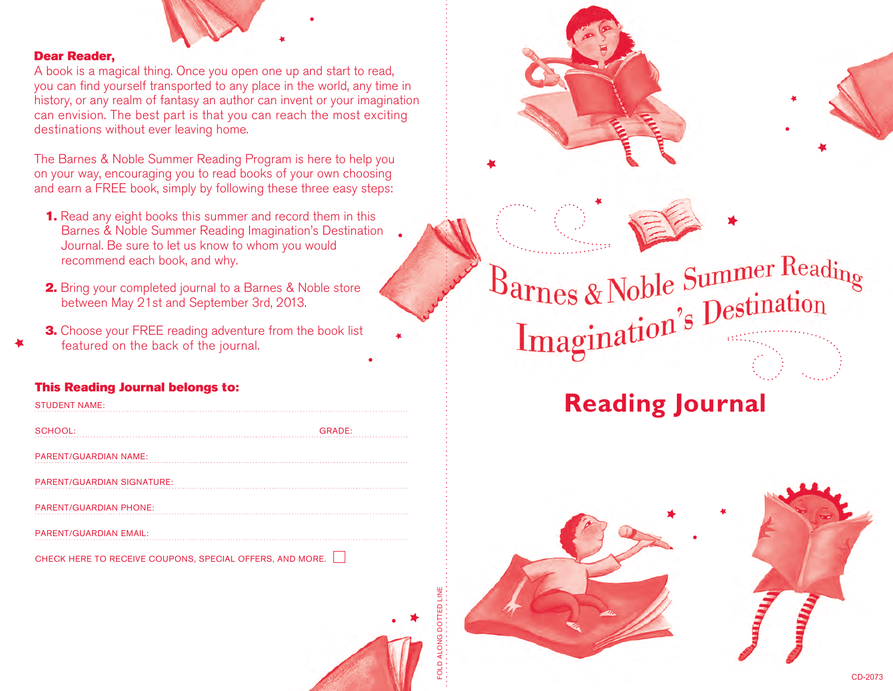**Dear Reader,**

A book is a magical thing. Once you open one up and start to read, you can find yourself transported to any place in the world, any time in history, or any realm of fantasy an author can invent or your imagination can envision. The best part is that you can reach the most exciting destinations without ever leaving home.

The Barnes & Noble Summer Reading Program is here to help you on your way, encouraging you to read books of your own choosing and earn a FREE book, simply by following these three easy steps:

1. Read any eight books this summer and record them in this Barnes & Noble Summer Reading Imagination's Destination Journal. Be sure to let us know to whom you would recommend each book, and why.
2. Bring your completed journal to a Barnes & Noble store between May 21st and September 3rd, 2013.
3. Choose your FREE reading adventure from the book list featured on the back of the journal.

**This Reading Journal belongs to:**

STUDENT NAME:

SCHOOL: GRADE:

PARENT/GUARDIAN NAME:

PARENT/GUARDIAN SIGNATURE:

PARENT/GUARDIAN PHONE:

PARENT/GUARDIAN EMAIL:

CHECK HERE TO RECEIVE COUPONS, SPECIAL OFFERS, AND MORE. ☐

FOLD ALONG DOTTED LINE

# Barnes & Noble Summer Reading Imagination's Destination

## Reading Journal

CD-2073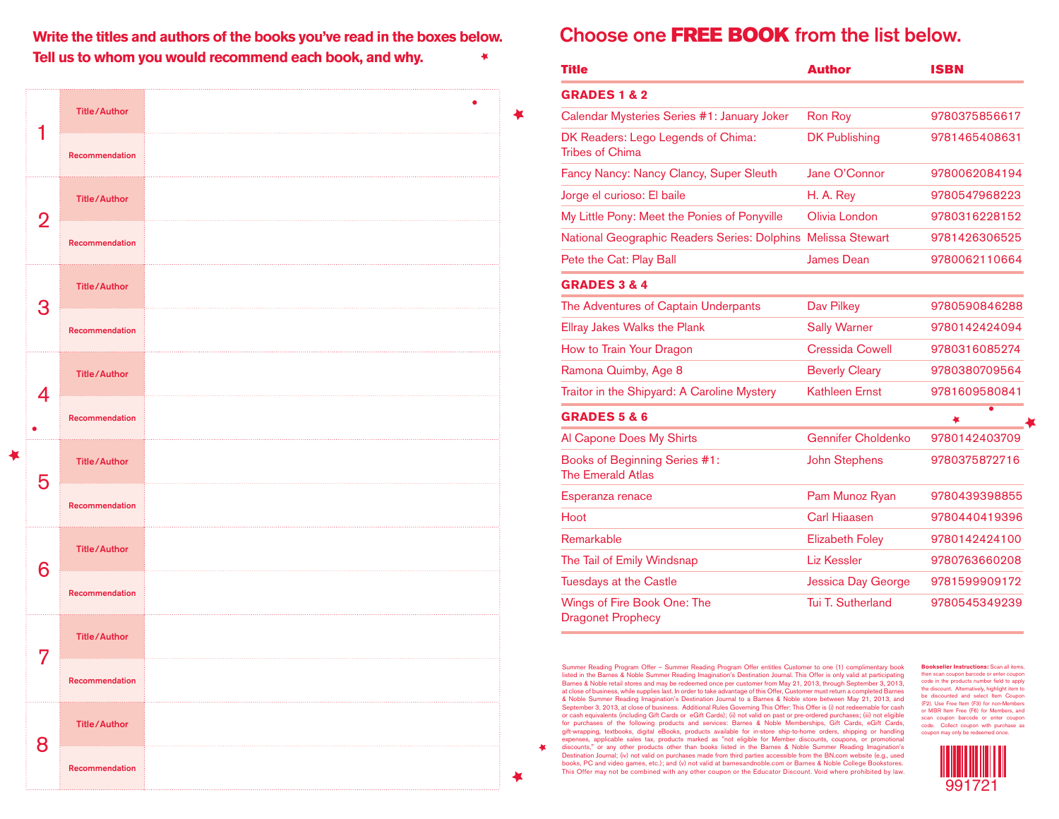**Write the titles and authors of the books you've read in the boxes below. Tell us to whom you would recommend each book, and why.**

| | | |
|---|---|---|
| 1 | Title/Author | |
| | Recommendation | |
| 2 | Title/Author | |
| | Recommendation | |
| 3 | Title/Author | |
| | Recommendation | |
| 4 | Title/Author | |
| | Recommendation | |
| 5 | Title/Author | |
| | Recommendation | |
| 6 | Title/Author | |
| | Recommendation | |
| 7 | Title/Author | |
| | Recommendation | |
| 8 | Title/Author | |
| | Recommendation | |

# Choose one **FREE BOOK** from the list below.

| Title | Author | ISBN |
|---|---|---|
| **GRADES 1 & 2** | | |
| Calendar Mysteries Series #1: January Joker | Ron Roy | 9780375856617 |
| DK Readers: Lego Legends of Chima: Tribes of Chima | DK Publishing | 9781465408631 |
| Fancy Nancy: Nancy Clancy, Super Sleuth | Jane O'Connor | 9780062084194 |
| Jorge el curioso: El baile | H. A. Rey | 9780547968223 |
| My Little Pony: Meet the Ponies of Ponyville | Olivia London | 9780316228152 |
| National Geographic Readers Series: Dolphins | Melissa Stewart | 9781426306525 |
| Pete the Cat: Play Ball | James Dean | 9780062110664 |
| **GRADES 3 & 4** | | |
| The Adventures of Captain Underpants | Dav Pilkey | 9780590846288 |
| Ellray Jakes Walks the Plank | Sally Warner | 9780142424094 |
| How to Train Your Dragon | Cressida Cowell | 9780316085274 |
| Ramona Quimby, Age 8 | Beverly Cleary | 9780380709564 |
| Traitor in the Shipyard: A Caroline Mystery | Kathleen Ernst | 9781609580841 |
| **GRADES 5 & 6** | | |
| Al Capone Does My Shirts | Gennifer Choldenko | 9780142403709 |
| Books of Beginning Series #1: The Emerald Atlas | John Stephens | 9780375872716 |
| Esperanza renace | Pam Munoz Ryan | 9780439398855 |
| Hoot | Carl Hiaasen | 9780440419396 |
| Remarkable | Elizabeth Foley | 9780142424100 |
| The Tail of Emily Windsnap | Liz Kessler | 9780763660208 |
| Tuesdays at the Castle | Jessica Day George | 9781599909172 |
| Wings of Fire Book One: The Dragonet Prophecy | Tui T. Sutherland | 9780545349239 |

Summer Reading Program Offer – Summer Reading Program Offer entitles Customer to one (1) complimentary book listed in the Barnes & Noble Summer Reading Imagination's Destination Journal. This Offer is only valid at participating Barnes & Noble retail stores and may be redeemed once per customer from May 21, 2013, through September 3, 2013, at close of business, while supplies last. In order to take advantage of this Offer, Customer must return a completed Barnes & Noble Summer Reading Imagination's Destination Journal to a Barnes & Noble store between May 21, 2013, and September 3, 2013, at close of business. Additional Rules Governing This Offer: This Offer is (i) not redeemable for cash or cash equivalents (including Gift Cards or eGift Cards); (ii) not valid on past or pre-ordered purchases; (iii) not eligible for purchases of the following products and services: Barnes & Noble Memberships, Gift Cards, eGift Cards, gift-wrapping, textbooks, digital eBooks, products available for in-store ship-to-home orders, shipping or handling expenses, applicable sales tax, products marked as "not eligible for Member discounts, coupons, or promotional discounts," or any other products other than books listed in the Barnes & Noble Summer Reading Imagination's Destination Journal; (iv) not valid on purchases made from third parties accessible from the BN.com website (e.g., used books, PC and video games, etc.); and (v) not valid at barnesandnoble.com or Barnes & Noble College Bookstores. This Offer may not be combined with any other coupon or the Educator Discount. Void where prohibited by law.

**Bookseller Instructions:** Scan all items, then scan coupon barcode or enter coupon code in the products number field to apply the discount. Alternatively, highlight item to be discounted and select Item Coupon (F2). Use Free Item (F3) for non-Members or MBR Item Free (F6) for Members, and scan coupon barcode or enter coupon code. Collect coupon with purchase as coupon may only be redeemed once.

991721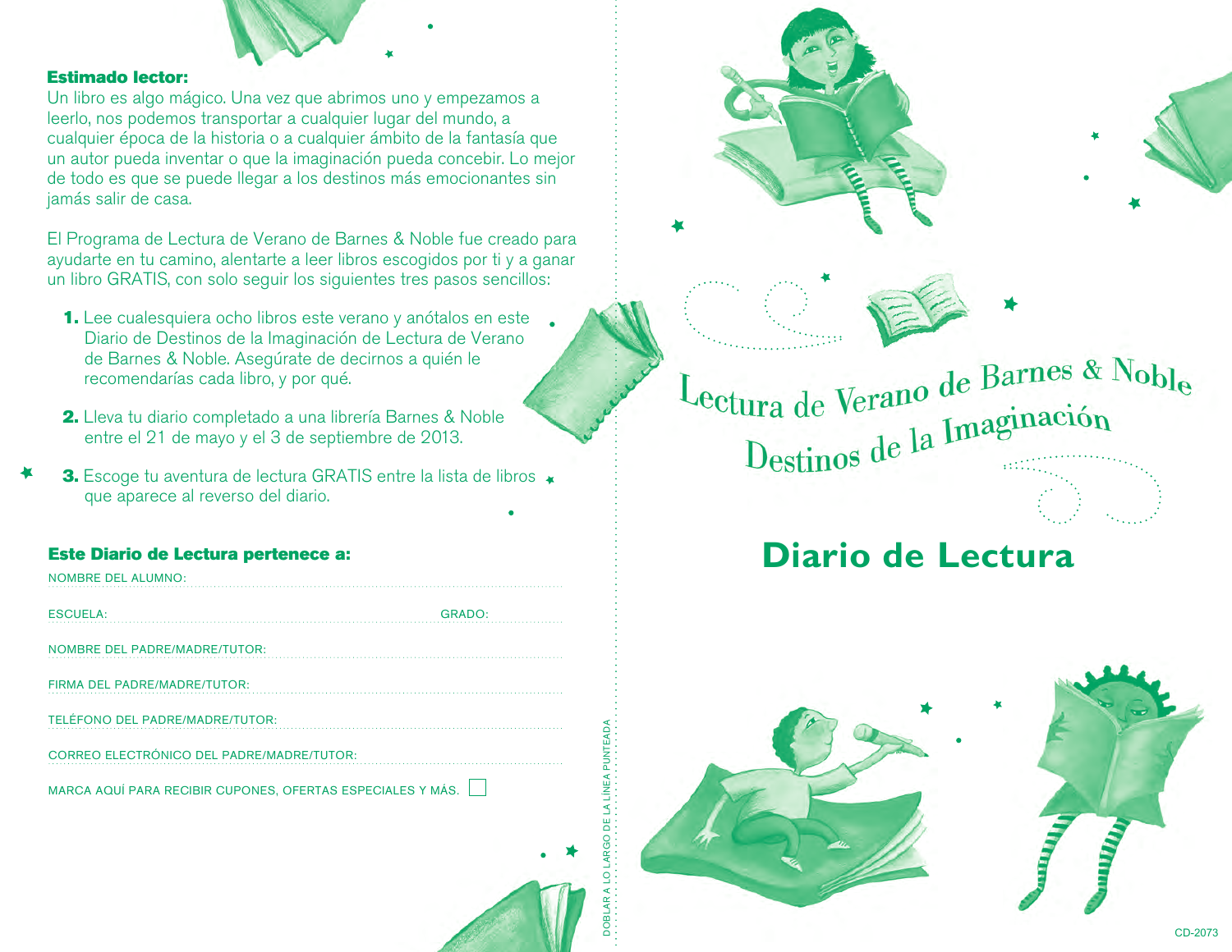**Estimado lector:**

Un libro es algo mágico. Una vez que abrimos uno y empezamos a leerlo, nos podemos transportar a cualquier lugar del mundo, a cualquier época de la historia o a cualquier ámbito de la fantasía que un autor pueda inventar o que la imaginación pueda concebir. Lo mejor de todo es que se puede llegar a los destinos más emocionantes sin jamás salir de casa.

El Programa de Lectura de Verano de Barnes & Noble fue creado para ayudarte en tu camino, alentarte a leer libros escogidos por ti y a ganar un libro GRATIS, con solo seguir los siguientes tres pasos sencillos:

1. Lee cualesquiera ocho libros este verano y anótalos en este Diario de Destinos de la Imaginación de Lectura de Verano de Barnes & Noble. Asegúrate de decirnos a quién le recomendarías cada libro, y por qué.
2. Lleva tu diario completado a una librería Barnes & Noble entre el 21 de mayo y el 3 de septiembre de 2013.
3. Escoge tu aventura de lectura GRATIS entre la lista de libros que aparece al reverso del diario.

**Este Diario de Lectura pertenece a:**

NOMBRE DEL ALUMNO: ..............................................................

ESCUELA: .............................................................. GRADO: ..............

NOMBRE DEL PADRE/MADRE/TUTOR: ..............................................................

FIRMA DEL PADRE/MADRE/TUTOR: ..............................................................

TELÉFONO DEL PADRE/MADRE/TUTOR: ..............................................................

CORREO ELECTRÓNICO DEL PADRE/MADRE/TUTOR: ..............................................................

MARCA AQUÍ PARA RECIBIR CUPONES, OFERTAS ESPECIALES Y MÁS. ☐

DOBLAR A LO LARGO DE LA LÍNEA PUNTEADA

# Lectura de Verano de Barnes & Noble
## Destinos de la Imaginación

# Diario de Lectura

CD-2073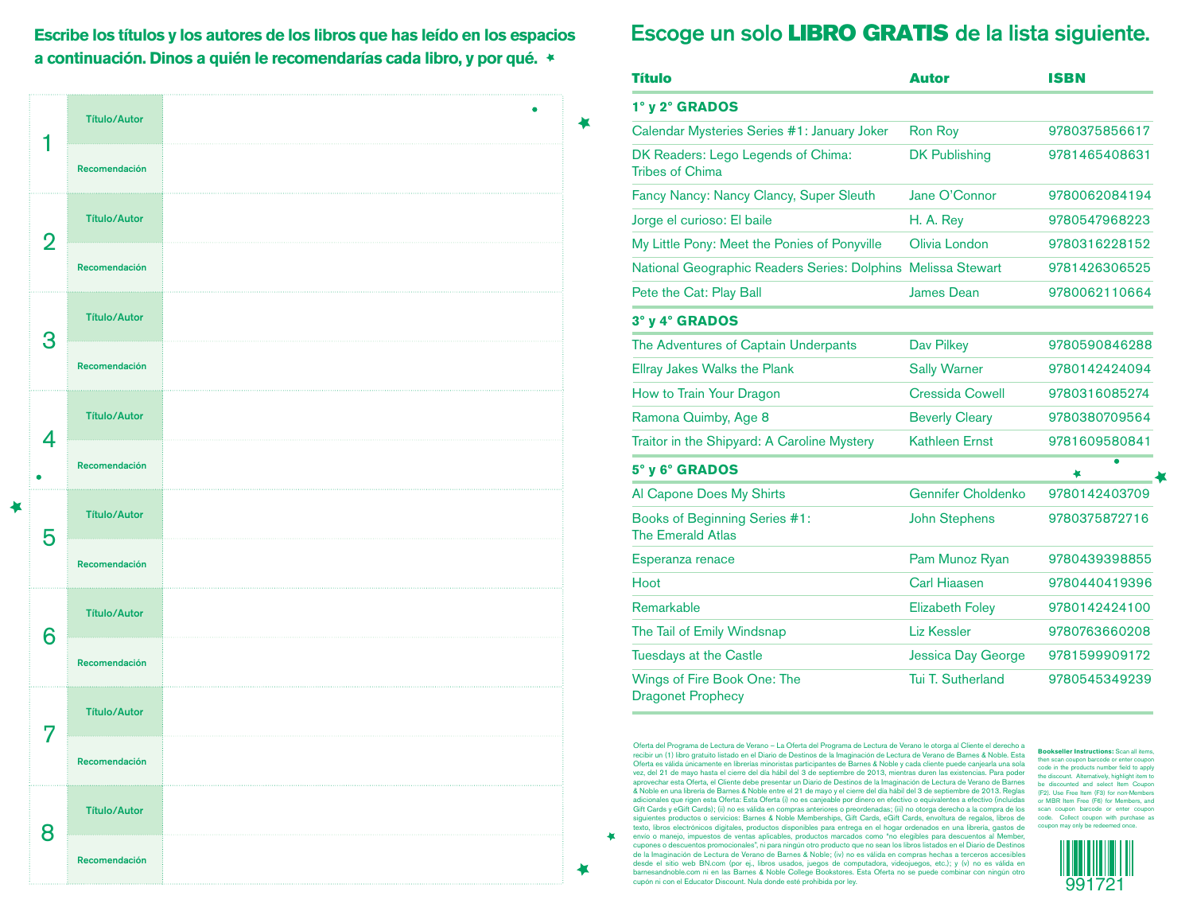**Escribe los títulos y los autores de los libros que has leído en los espacios a continuación. Dinos a quién le recomendarías cada libro, y por qué.**

| | | |
|---|---|---|
| 1 | Título/Autor | |
| | Recomendación | |
| 2 | Título/Autor | |
| | Recomendación | |
| 3 | Título/Autor | |
| | Recomendación | |
| 4 | Título/Autor | |
| | Recomendación | |
| 5 | Título/Autor | |
| | Recomendación | |
| 6 | Título/Autor | |
| | Recomendación | |
| 7 | Título/Autor | |
| | Recomendación | |
| 8 | Título/Autor | |
| | Recomendación | |

## Escoge un solo **LIBRO GRATIS** de la lista siguiente.

| Título | Autor | ISBN |
|---|---|---|
| **1° y 2° GRADOS** | | |
| Calendar Mysteries Series #1: January Joker | Ron Roy | 9780375856617 |
| DK Readers: Lego Legends of Chima: Tribes of Chima | DK Publishing | 9781465408631 |
| Fancy Nancy: Nancy Clancy, Super Sleuth | Jane O'Connor | 9780062084194 |
| Jorge el curioso: El baile | H. A. Rey | 9780547968223 |
| My Little Pony: Meet the Ponies of Ponyville | Olivia London | 9780316228152 |
| National Geographic Readers Series: Dolphins | Melissa Stewart | 9781426306525 |
| Pete the Cat: Play Ball | James Dean | 9780062110664 |
| **3° y 4° GRADOS** | | |
| The Adventures of Captain Underpants | Dav Pilkey | 9780590846288 |
| Ellray Jakes Walks the Plank | Sally Warner | 9780142424094 |
| How to Train Your Dragon | Cressida Cowell | 9780316085274 |
| Ramona Quimby, Age 8 | Beverly Cleary | 9780380709564 |
| Traitor in the Shipyard: A Caroline Mystery | Kathleen Ernst | 9781609580841 |
| **5° y 6° GRADOS** | | |
| Al Capone Does My Shirts | Gennifer Choldenko | 9780142403709 |
| Books of Beginning Series #1: The Emerald Atlas | John Stephens | 9780375872716 |
| Esperanza renace | Pam Munoz Ryan | 9780439398855 |
| Hoot | Carl Hiaasen | 9780440419396 |
| Remarkable | Elizabeth Foley | 9780142424100 |
| The Tail of Emily Windsnap | Liz Kessler | 9780763660208 |
| Tuesdays at the Castle | Jessica Day George | 9781599909172 |
| Wings of Fire Book One: The Dragonet Prophecy | Tui T. Sutherland | 9780545349239 |

Oferta del Programa de Lectura de Verano – La Oferta del Programa de Lectura de Verano le otorga al Cliente el derecho a recibir un (1) libro gratuito listado en el Diario de Destinos de la Imaginación de Lectura de Verano de Barnes & Noble. Esta Oferta es válida únicamente en librerías minoristas participantes de Barnes & Noble y cada cliente puede canjearla una sola vez, del 21 de mayo hasta el cierre del día hábil del 3 de septiembre de 2013, mientras duren las existencias. Para poder aprovechar esta Oferta, el Cliente debe presentar un Diario de Destinos de la Imaginación de Lectura de Verano de Barnes & Noble en una librería de Barnes & Noble entre el 21 de mayo y el cierre del día hábil del 3 de septiembre de 2013. Reglas adicionales que rigen esta Oferta: Esta Oferta (i) no es canjeable por dinero en efectivo o equivalentes a efectivo (incluidas Gift Cards y eGift Cards); (ii) no es válida en compras anteriores o preordenadas; (iii) no otorga derecho a la compra de los siguientes productos o servicios: Barnes & Noble Memberships, Gift Cards, eGift Cards, envoltura de regalos, libros de texto, libros electrónicos digitales, productos disponibles para entrega en el hogar ordenados en una librería, gastos de envío o manejo, impuestos de ventas aplicables, productos marcados como "no elegibles para descuentos al Member, cupones o descuentos promocionales", ni para ningún otro producto que no sean los libros listados en el Diario de Destinos de la Imaginación de Lectura de Verano de Barnes & Noble; (iv) no es válida en compras hechas a terceros accesibles desde el sitio web BN.com (por ej., libros usados, juegos de computadora, videojuegos, etc.); y (v) no es válida en barnesandnoble.com ni en las Barnes & Noble College Bookstores. Esta Oferta no se puede combinar con ningún otro cupón ni con el Educator Discount. Nula donde esté prohibida por ley.

**Bookseller Instructions:** Scan all items, then scan coupon barcode or enter coupon code in the products number field to apply the discount. Alternatively, highlight item to be discounted and select Item Coupon (F2). Use Free Item (F3) for non-Members or MBR Item Free (F6) for Members, and scan coupon barcode or enter coupon code. Collect coupon with purchase as coupon may only be redeemed once.

991721